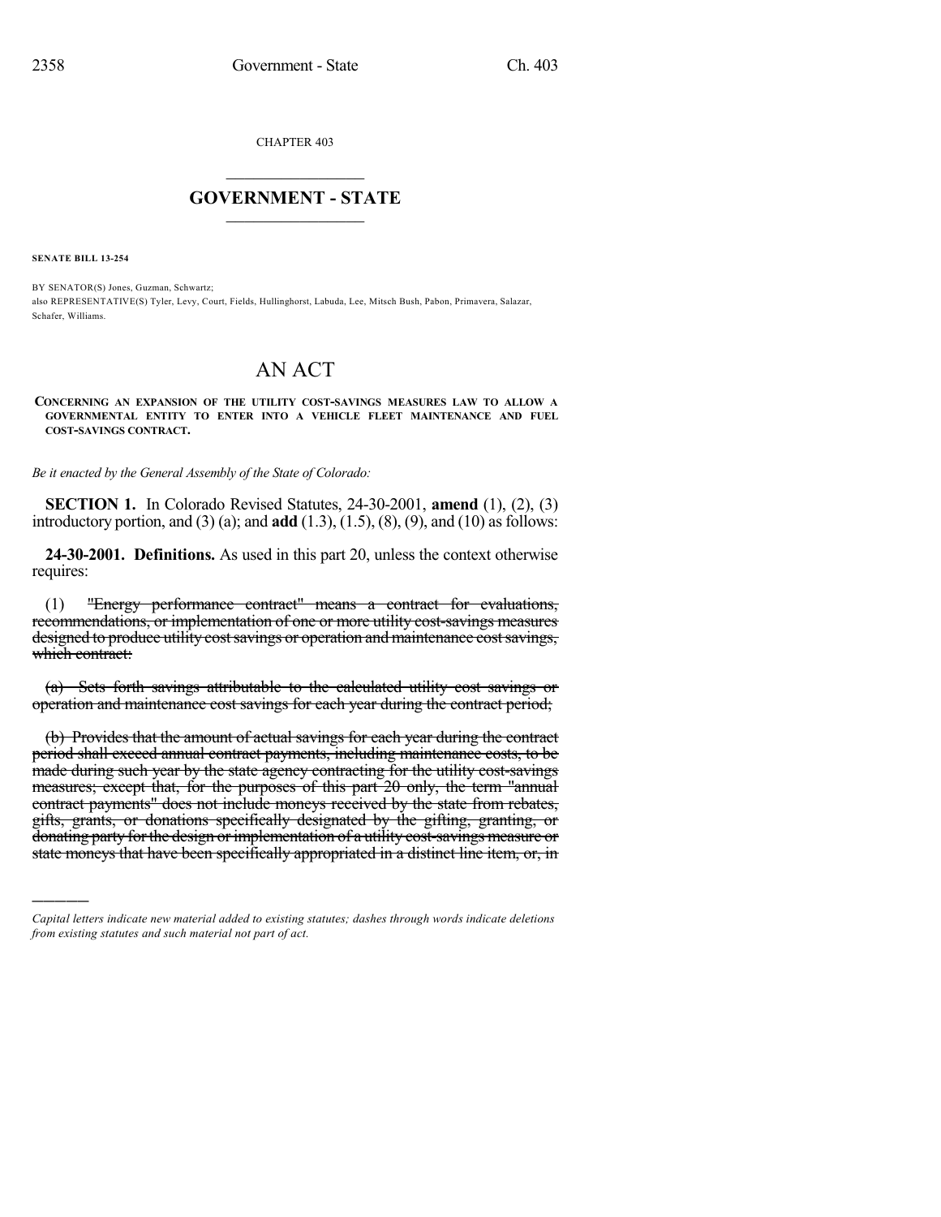CHAPTER 403

## GOVERNMENT - STATE

**SENATE BILL 13-254**

BY SENATOR(S) Jones, Guzman, Schwartz;
also REPRESENTATIVE(S) Tyler, Levy, Court, Fields, Hullinghorst, Labuda, Lee, Mitsch Bush, Pabon, Primavera, Salazar, Schafer, Williams.

# AN ACT

**CONCERNING AN EXPANSION OF THE UTILITY COST-SAVINGS MEASURES LAW TO ALLOW A GOVERNMENTAL ENTITY TO ENTER INTO A VEHICLE FLEET MAINTENANCE AND FUEL COST-SAVINGS CONTRACT.**

*Be it enacted by the General Assembly of the State of Colorado:*

**SECTION 1.** In Colorado Revised Statutes, 24-30-2001, **amend** (1), (2), (3) introductory portion, and (3) (a); and **add** (1.3), (1.5), (8), (9), and (10) as follows:

**24-30-2001. Definitions.** As used in this part 20, unless the context otherwise requires:

(1) ~~"Energy performance contract" means a contract for evaluations, recommendations, or implementation of one or more utility cost-savings measures designed to produce utility cost savings or operation and maintenance cost savings, which contract:~~

~~(a) Sets forth savings attributable to the calculated utility cost savings or operation and maintenance cost savings for each year during the contract period;~~

~~(b) Provides that the amount of actual savings for each year during the contract period shall exceed annual contract payments, including maintenance costs, to be made during such year by the state agency contracting for the utility cost-savings measures; except that, for the purposes of this part 20 only, the term "annual contract payments" does not include moneys received by the state from rebates, gifts, grants, or donations specifically designated by the gifting, granting, or donating party for the design or implementation of a utility cost-savings measure or state moneys that have been specifically appropriated in a distinct line item, or, in~~

*Capital letters indicate new material added to existing statutes; dashes through words indicate deletions from existing statutes and such material not part of act.*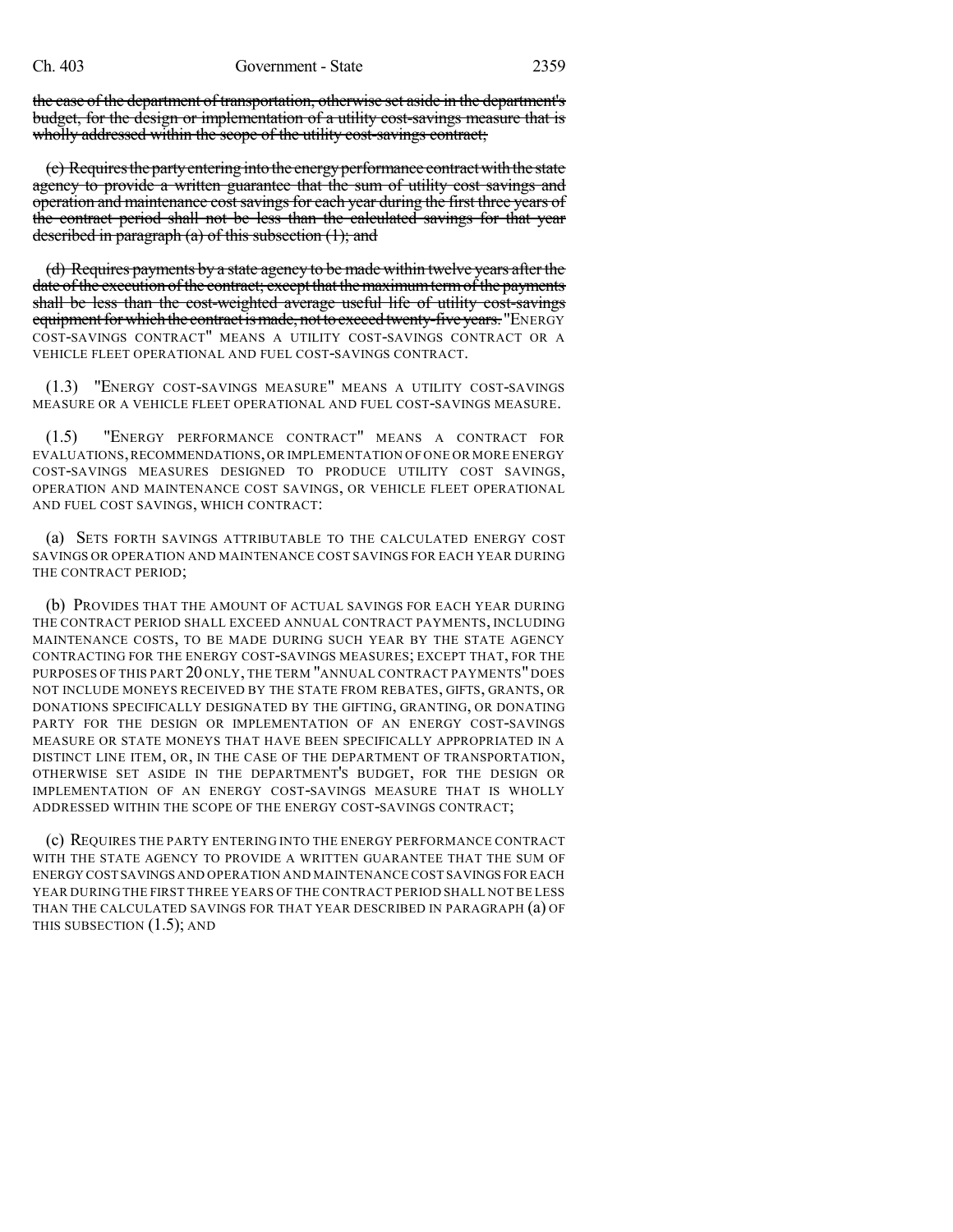~~the case of the department of transportation, otherwise set aside in the department's budget, for the design or implementation of a utility cost-savings measure that is wholly addressed within the scope of the utility cost-savings contract;~~

~~(c) Requires the party entering into the energy performance contract with the state agency to provide a written guarantee that the sum of utility cost savings and operation and maintenance cost savings for each year during the first three years of the contract period shall not be less than the calculated savings for that year described in paragraph (a) of this subsection (1); and~~

~~(d) Requires payments by a state agency to be made within twelve years after the date of the execution of the contract; except that the maximum term of the payments shall be less than the cost-weighted average useful life of utility cost-savings equipment for which the contract is made, not to exceed twenty-five years.~~ "ENERGY COST-SAVINGS CONTRACT" MEANS A UTILITY COST-SAVINGS CONTRACT OR A VEHICLE FLEET OPERATIONAL AND FUEL COST-SAVINGS CONTRACT.

(1.3) "ENERGY COST-SAVINGS MEASURE" MEANS A UTILITY COST-SAVINGS MEASURE OR A VEHICLE FLEET OPERATIONAL AND FUEL COST-SAVINGS MEASURE.

(1.5) "ENERGY PERFORMANCE CONTRACT" MEANS A CONTRACT FOR EVALUATIONS, RECOMMENDATIONS, OR IMPLEMENTATION OF ONE OR MORE ENERGY COST-SAVINGS MEASURES DESIGNED TO PRODUCE UTILITY COST SAVINGS, OPERATION AND MAINTENANCE COST SAVINGS, OR VEHICLE FLEET OPERATIONAL AND FUEL COST SAVINGS, WHICH CONTRACT:

(a) SETS FORTH SAVINGS ATTRIBUTABLE TO THE CALCULATED ENERGY COST SAVINGS OR OPERATION AND MAINTENANCE COST SAVINGS FOR EACH YEAR DURING THE CONTRACT PERIOD;

(b) PROVIDES THAT THE AMOUNT OF ACTUAL SAVINGS FOR EACH YEAR DURING THE CONTRACT PERIOD SHALL EXCEED ANNUAL CONTRACT PAYMENTS, INCLUDING MAINTENANCE COSTS, TO BE MADE DURING SUCH YEAR BY THE STATE AGENCY CONTRACTING FOR THE ENERGY COST-SAVINGS MEASURES; EXCEPT THAT, FOR THE PURPOSES OF THIS PART 20 ONLY, THE TERM "ANNUAL CONTRACT PAYMENTS" DOES NOT INCLUDE MONEYS RECEIVED BY THE STATE FROM REBATES, GIFTS, GRANTS, OR DONATIONS SPECIFICALLY DESIGNATED BY THE GIFTING, GRANTING, OR DONATING PARTY FOR THE DESIGN OR IMPLEMENTATION OF AN ENERGY COST-SAVINGS MEASURE OR STATE MONEYS THAT HAVE BEEN SPECIFICALLY APPROPRIATED IN A DISTINCT LINE ITEM, OR, IN THE CASE OF THE DEPARTMENT OF TRANSPORTATION, OTHERWISE SET ASIDE IN THE DEPARTMENT'S BUDGET, FOR THE DESIGN OR IMPLEMENTATION OF AN ENERGY COST-SAVINGS MEASURE THAT IS WHOLLY ADDRESSED WITHIN THE SCOPE OF THE ENERGY COST-SAVINGS CONTRACT;

(c) REQUIRES THE PARTY ENTERING INTO THE ENERGY PERFORMANCE CONTRACT WITH THE STATE AGENCY TO PROVIDE A WRITTEN GUARANTEE THAT THE SUM OF ENERGY COST SAVINGS AND OPERATION AND MAINTENANCE COST SAVINGS FOR EACH YEAR DURING THE FIRST THREE YEARS OF THE CONTRACT PERIOD SHALL NOT BE LESS THAN THE CALCULATED SAVINGS FOR THAT YEAR DESCRIBED IN PARAGRAPH (a) OF THIS SUBSECTION (1.5); AND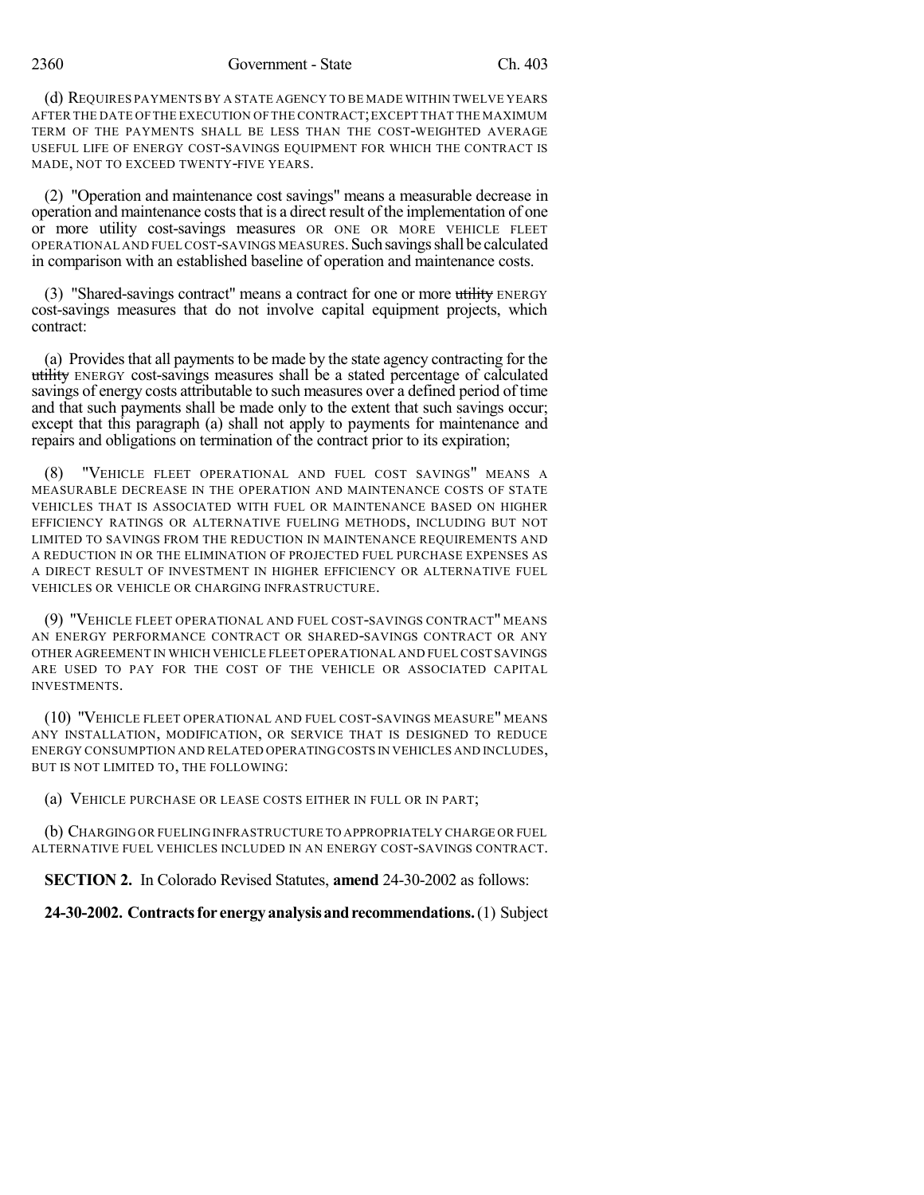(d) REQUIRES PAYMENTS BY A STATE AGENCY TO BE MADE WITHIN TWELVE YEARS AFTER THE DATE OF THE EXECUTION OF THE CONTRACT; EXCEPT THAT THE MAXIMUM TERM OF THE PAYMENTS SHALL BE LESS THAN THE COST-WEIGHTED AVERAGE USEFUL LIFE OF ENERGY COST-SAVINGS EQUIPMENT FOR WHICH THE CONTRACT IS MADE, NOT TO EXCEED TWENTY-FIVE YEARS.

(2) "Operation and maintenance cost savings" means a measurable decrease in operation and maintenance costs that is a direct result of the implementation of one or more utility cost-savings measures OR ONE OR MORE VEHICLE FLEET OPERATIONAL AND FUEL COST-SAVINGS MEASURES. Such savings shall be calculated in comparison with an established baseline of operation and maintenance costs.

(3) "Shared-savings contract" means a contract for one or more ~~utility~~ ENERGY cost-savings measures that do not involve capital equipment projects, which contract:

(a) Provides that all payments to be made by the state agency contracting for the ~~utility~~ ENERGY cost-savings measures shall be a stated percentage of calculated savings of energy costs attributable to such measures over a defined period of time and that such payments shall be made only to the extent that such savings occur; except that this paragraph (a) shall not apply to payments for maintenance and repairs and obligations on termination of the contract prior to its expiration;

(8) "VEHICLE FLEET OPERATIONAL AND FUEL COST SAVINGS" MEANS A MEASURABLE DECREASE IN THE OPERATION AND MAINTENANCE COSTS OF STATE VEHICLES THAT IS ASSOCIATED WITH FUEL OR MAINTENANCE BASED ON HIGHER EFFICIENCY RATINGS OR ALTERNATIVE FUELING METHODS, INCLUDING BUT NOT LIMITED TO SAVINGS FROM THE REDUCTION IN MAINTENANCE REQUIREMENTS AND A REDUCTION IN OR THE ELIMINATION OF PROJECTED FUEL PURCHASE EXPENSES AS A DIRECT RESULT OF INVESTMENT IN HIGHER EFFICIENCY OR ALTERNATIVE FUEL VEHICLES OR VEHICLE OR CHARGING INFRASTRUCTURE.

(9) "VEHICLE FLEET OPERATIONAL AND FUEL COST-SAVINGS CONTRACT" MEANS AN ENERGY PERFORMANCE CONTRACT OR SHARED-SAVINGS CONTRACT OR ANY OTHER AGREEMENT IN WHICH VEHICLE FLEET OPERATIONAL AND FUEL COST SAVINGS ARE USED TO PAY FOR THE COST OF THE VEHICLE OR ASSOCIATED CAPITAL INVESTMENTS.

(10) "VEHICLE FLEET OPERATIONAL AND FUEL COST-SAVINGS MEASURE" MEANS ANY INSTALLATION, MODIFICATION, OR SERVICE THAT IS DESIGNED TO REDUCE ENERGY CONSUMPTION AND RELATED OPERATING COSTS IN VEHICLES AND INCLUDES, BUT IS NOT LIMITED TO, THE FOLLOWING:

(a) VEHICLE PURCHASE OR LEASE COSTS EITHER IN FULL OR IN PART;

(b) CHARGING OR FUELING INFRASTRUCTURE TO APPROPRIATELY CHARGE OR FUEL ALTERNATIVE FUEL VEHICLES INCLUDED IN AN ENERGY COST-SAVINGS CONTRACT.

**SECTION 2.** In Colorado Revised Statutes, **amend** 24-30-2002 as follows:

**24-30-2002. Contracts for energy analysis and recommendations.** (1) Subject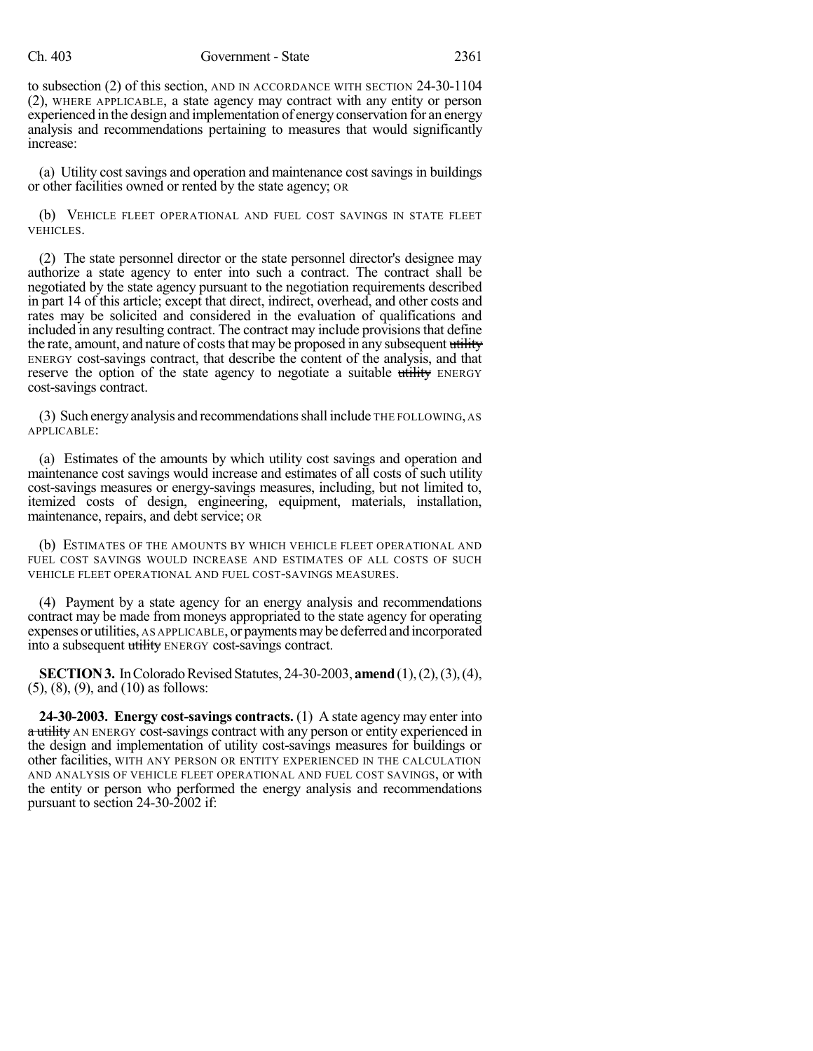to subsection (2) of this section, AND IN ACCORDANCE WITH SECTION 24-30-1104 (2), WHERE APPLICABLE, a state agency may contract with any entity or person experienced in the design and implementation of energy conservation for an energy analysis and recommendations pertaining to measures that would significantly increase:

(a) Utility cost savings and operation and maintenance cost savings in buildings or other facilities owned or rented by the state agency; OR

(b) VEHICLE FLEET OPERATIONAL AND FUEL COST SAVINGS IN STATE FLEET VEHICLES.

(2) The state personnel director or the state personnel director's designee may authorize a state agency to enter into such a contract. The contract shall be negotiated by the state agency pursuant to the negotiation requirements described in part 14 of this article; except that direct, indirect, overhead, and other costs and rates may be solicited and considered in the evaluation of qualifications and included in any resulting contract. The contract may include provisions that define the rate, amount, and nature of costs that may be proposed in any subsequent ~~utility~~ ENERGY cost-savings contract, that describe the content of the analysis, and that reserve the option of the state agency to negotiate a suitable ~~utility~~ ENERGY cost-savings contract.

(3) Such energy analysis and recommendations shall include THE FOLLOWING, AS APPLICABLE:

(a) Estimates of the amounts by which utility cost savings and operation and maintenance cost savings would increase and estimates of all costs of such utility cost-savings measures or energy-savings measures, including, but not limited to, itemized costs of design, engineering, equipment, materials, installation, maintenance, repairs, and debt service; OR

(b) ESTIMATES OF THE AMOUNTS BY WHICH VEHICLE FLEET OPERATIONAL AND FUEL COST SAVINGS WOULD INCREASE AND ESTIMATES OF ALL COSTS OF SUCH VEHICLE FLEET OPERATIONAL AND FUEL COST-SAVINGS MEASURES.

(4) Payment by a state agency for an energy analysis and recommendations contract may be made from moneys appropriated to the state agency for operating expenses or utilities, AS APPLICABLE, or payments may be deferred and incorporated into a subsequent ~~utility~~ ENERGY cost-savings contract.

**SECTION 3.** In Colorado Revised Statutes, 24-30-2003, **amend** (1), (2), (3), (4), (5), (8), (9), and (10) as follows:

**24-30-2003. Energy cost-savings contracts.** (1) A state agency may enter into ~~a utility~~ AN ENERGY cost-savings contract with any person or entity experienced in the design and implementation of utility cost-savings measures for buildings or other facilities, WITH ANY PERSON OR ENTITY EXPERIENCED IN THE CALCULATION AND ANALYSIS OF VEHICLE FLEET OPERATIONAL AND FUEL COST SAVINGS, or with the entity or person who performed the energy analysis and recommendations pursuant to section 24-30-2002 if: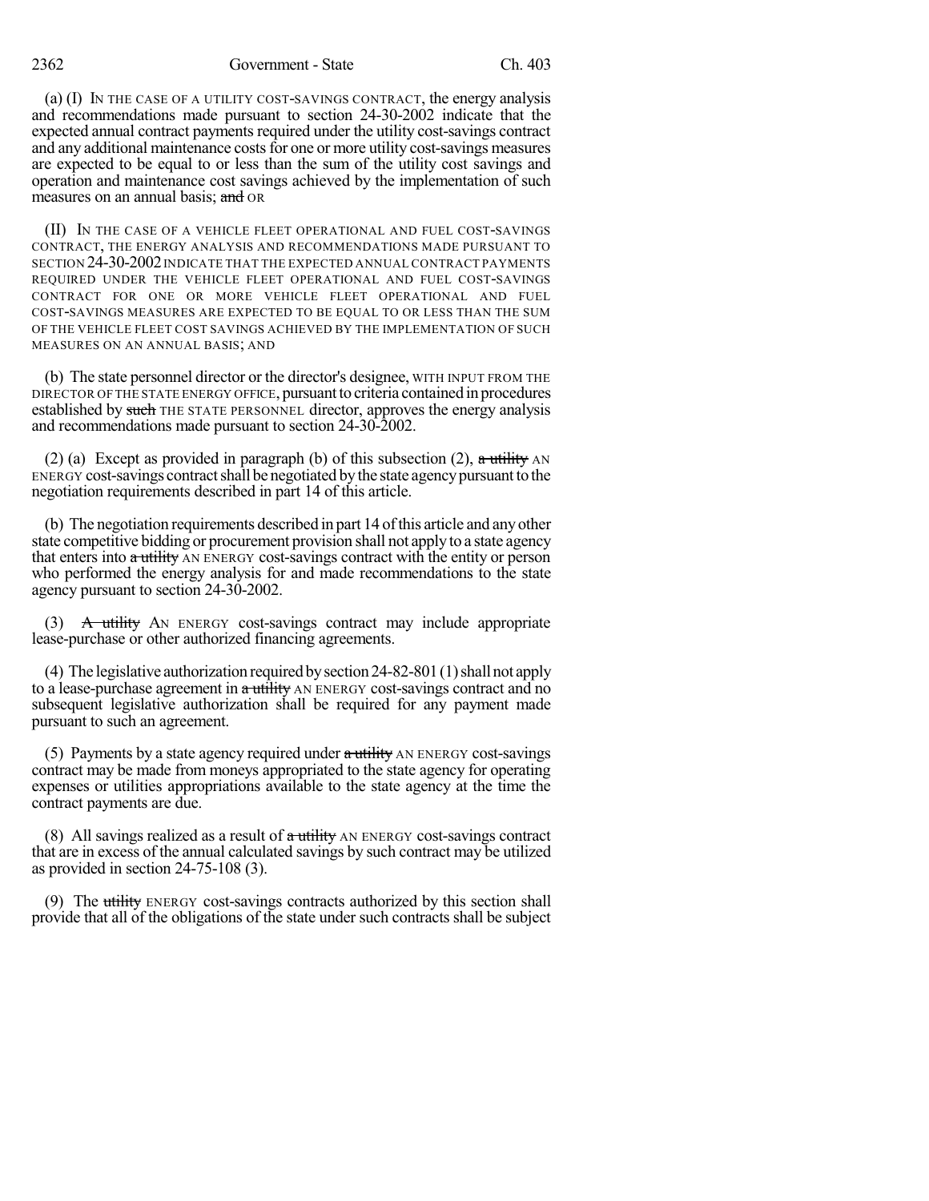(a) (I) IN THE CASE OF A UTILITY COST-SAVINGS CONTRACT, the energy analysis and recommendations made pursuant to section 24-30-2002 indicate that the expected annual contract payments required under the utility cost-savings contract and any additional maintenance costs for one or more utility cost-savings measures are expected to be equal to or less than the sum of the utility cost savings and operation and maintenance cost savings achieved by the implementation of such measures on an annual basis; ~~and~~ OR

(II) IN THE CASE OF A VEHICLE FLEET OPERATIONAL AND FUEL COST-SAVINGS CONTRACT, THE ENERGY ANALYSIS AND RECOMMENDATIONS MADE PURSUANT TO SECTION 24-30-2002 INDICATE THAT THE EXPECTED ANNUAL CONTRACT PAYMENTS REQUIRED UNDER THE VEHICLE FLEET OPERATIONAL AND FUEL COST-SAVINGS CONTRACT FOR ONE OR MORE VEHICLE FLEET OPERATIONAL AND FUEL COST-SAVINGS MEASURES ARE EXPECTED TO BE EQUAL TO OR LESS THAN THE SUM OF THE VEHICLE FLEET COST SAVINGS ACHIEVED BY THE IMPLEMENTATION OF SUCH MEASURES ON AN ANNUAL BASIS; AND

(b) The state personnel director or the director's designee, WITH INPUT FROM THE DIRECTOR OF THE STATE ENERGY OFFICE, pursuant to criteria contained in procedures established by ~~such~~ THE STATE PERSONNEL director, approves the energy analysis and recommendations made pursuant to section 24-30-2002.

(2) (a) Except as provided in paragraph (b) of this subsection (2), ~~a utility~~ AN ENERGY cost-savings contract shall be negotiated by the state agency pursuant to the negotiation requirements described in part 14 of this article.

(b) The negotiation requirements described in part 14 of this article and any other state competitive bidding or procurement provision shall not apply to a state agency that enters into ~~a utility~~ AN ENERGY cost-savings contract with the entity or person who performed the energy analysis for and made recommendations to the state agency pursuant to section 24-30-2002.

(3) ~~A utility~~ AN ENERGY cost-savings contract may include appropriate lease-purchase or other authorized financing agreements.

(4) The legislative authorization required by section 24-82-801 (1) shall not apply to a lease-purchase agreement in ~~a utility~~ AN ENERGY cost-savings contract and no subsequent legislative authorization shall be required for any payment made pursuant to such an agreement.

(5) Payments by a state agency required under ~~a utility~~ AN ENERGY cost-savings contract may be made from moneys appropriated to the state agency for operating expenses or utilities appropriations available to the state agency at the time the contract payments are due.

(8) All savings realized as a result of ~~a utility~~ AN ENERGY cost-savings contract that are in excess of the annual calculated savings by such contract may be utilized as provided in section 24-75-108 (3).

(9) The ~~utility~~ ENERGY cost-savings contracts authorized by this section shall provide that all of the obligations of the state under such contracts shall be subject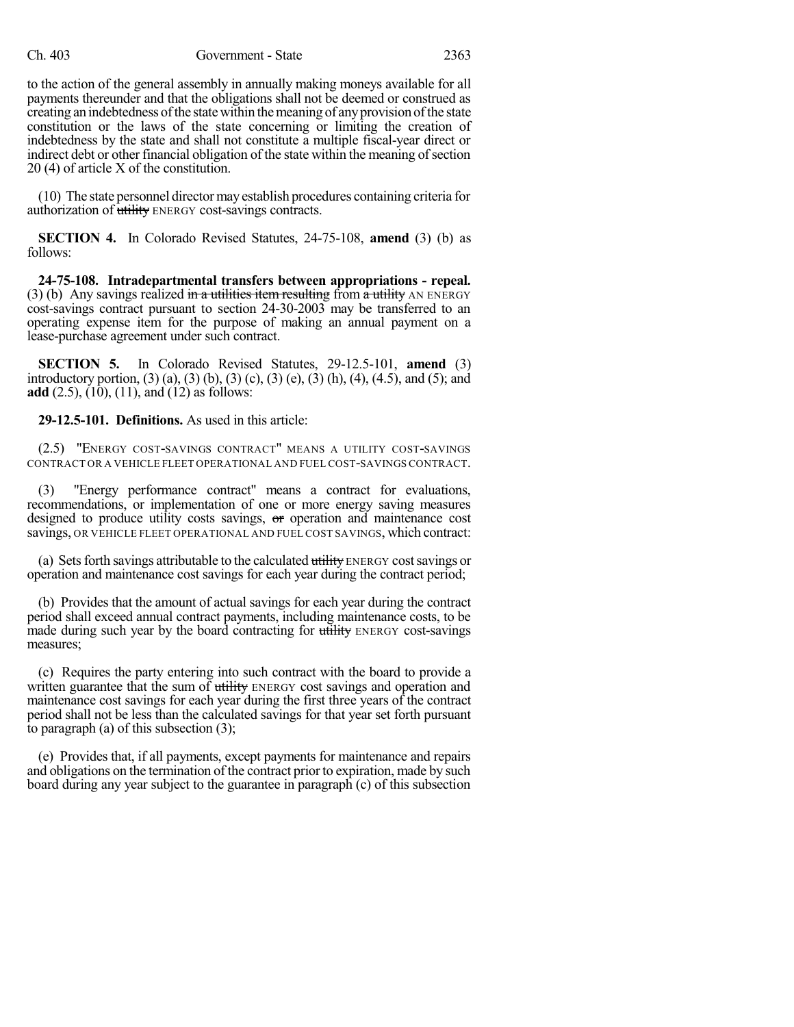to the action of the general assembly in annually making moneys available for all payments thereunder and that the obligations shall not be deemed or construed as creating an indebtedness of the state within the meaning of any provision of the state constitution or the laws of the state concerning or limiting the creation of indebtedness by the state and shall not constitute a multiple fiscal-year direct or indirect debt or other financial obligation of the state within the meaning of section 20 (4) of article X of the constitution.

(10) The state personnel director may establish procedures containing criteria for authorization of ~~utility~~ ENERGY cost-savings contracts.

**SECTION 4.** In Colorado Revised Statutes, 24-75-108, **amend** (3) (b) as follows:

**24-75-108. Intradepartmental transfers between appropriations - repeal.** (3) (b) Any savings realized ~~in a utilities item resulting~~ from ~~a utility~~ AN ENERGY cost-savings contract pursuant to section 24-30-2003 may be transferred to an operating expense item for the purpose of making an annual payment on a lease-purchase agreement under such contract.

**SECTION 5.** In Colorado Revised Statutes, 29-12.5-101, **amend** (3) introductory portion, (3) (a), (3) (b), (3) (c), (3) (e), (3) (h), (4), (4.5), and (5); and **add** (2.5), (10), (11), and (12) as follows:

**29-12.5-101. Definitions.** As used in this article:

(2.5) "ENERGY COST-SAVINGS CONTRACT" MEANS A UTILITY COST-SAVINGS CONTRACT OR A VEHICLE FLEET OPERATIONAL AND FUEL COST-SAVINGS CONTRACT.

(3) "Energy performance contract" means a contract for evaluations, recommendations, or implementation of one or more energy saving measures designed to produce utility costs savings, ~~or~~ operation and maintenance cost savings, OR VEHICLE FLEET OPERATIONAL AND FUEL COST SAVINGS, which contract:

(a) Sets forth savings attributable to the calculated ~~utility~~ ENERGY cost savings or operation and maintenance cost savings for each year during the contract period;

(b) Provides that the amount of actual savings for each year during the contract period shall exceed annual contract payments, including maintenance costs, to be made during such year by the board contracting for ~~utility~~ ENERGY cost-savings measures;

(c) Requires the party entering into such contract with the board to provide a written guarantee that the sum of ~~utility~~ ENERGY cost savings and operation and maintenance cost savings for each year during the first three years of the contract period shall not be less than the calculated savings for that year set forth pursuant to paragraph (a) of this subsection (3);

(e) Provides that, if all payments, except payments for maintenance and repairs and obligations on the termination of the contract prior to expiration, made by such board during any year subject to the guarantee in paragraph (c) of this subsection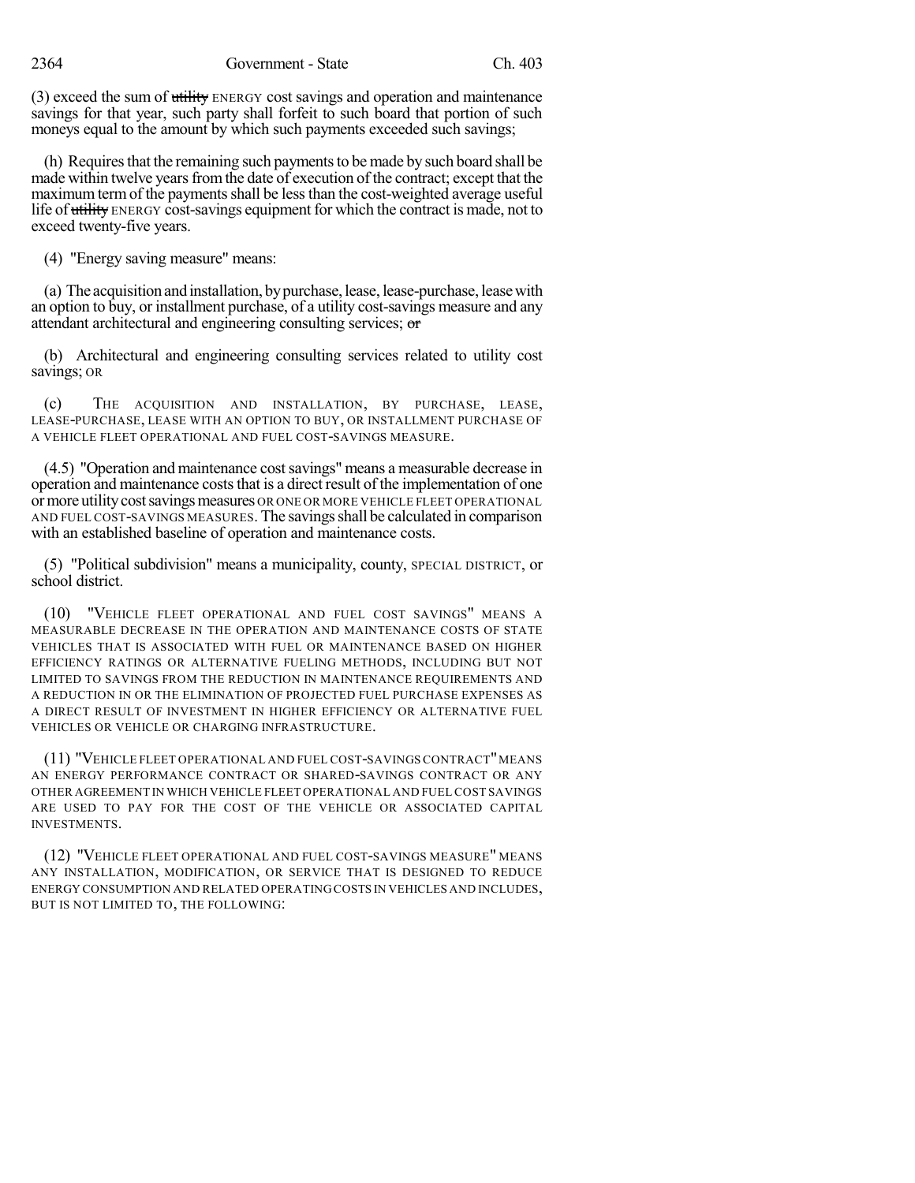(3) exceed the sum of ~~utility~~ ENERGY cost savings and operation and maintenance savings for that year, such party shall forfeit to such board that portion of such moneys equal to the amount by which such payments exceeded such savings;

(h) Requires that the remaining such payments to be made by such board shall be made within twelve years from the date of execution of the contract; except that the maximum term of the payments shall be less than the cost-weighted average useful life of ~~utility~~ ENERGY cost-savings equipment for which the contract is made, not to exceed twenty-five years.

(4) "Energy saving measure" means:

(a) The acquisition and installation, by purchase, lease, lease-purchase, lease with an option to buy, or installment purchase, of a utility cost-savings measure and any attendant architectural and engineering consulting services; ~~or~~

(b) Architectural and engineering consulting services related to utility cost savings; OR

(c) THE ACQUISITION AND INSTALLATION, BY PURCHASE, LEASE, LEASE-PURCHASE, LEASE WITH AN OPTION TO BUY, OR INSTALLMENT PURCHASE OF A VEHICLE FLEET OPERATIONAL AND FUEL COST-SAVINGS MEASURE.

(4.5) "Operation and maintenance cost savings" means a measurable decrease in operation and maintenance costs that is a direct result of the implementation of one or more utility cost savings measures OR ONE OR MORE VEHICLE FLEET OPERATIONAL AND FUEL COST-SAVINGS MEASURES. The savings shall be calculated in comparison with an established baseline of operation and maintenance costs.

(5) "Political subdivision" means a municipality, county, SPECIAL DISTRICT, or school district.

(10) "VEHICLE FLEET OPERATIONAL AND FUEL COST SAVINGS" MEANS A MEASURABLE DECREASE IN THE OPERATION AND MAINTENANCE COSTS OF STATE VEHICLES THAT IS ASSOCIATED WITH FUEL OR MAINTENANCE BASED ON HIGHER EFFICIENCY RATINGS OR ALTERNATIVE FUELING METHODS, INCLUDING BUT NOT LIMITED TO SAVINGS FROM THE REDUCTION IN MAINTENANCE REQUIREMENTS AND A REDUCTION IN OR THE ELIMINATION OF PROJECTED FUEL PURCHASE EXPENSES AS A DIRECT RESULT OF INVESTMENT IN HIGHER EFFICIENCY OR ALTERNATIVE FUEL VEHICLES OR VEHICLE OR CHARGING INFRASTRUCTURE.

(11) "VEHICLE FLEET OPERATIONAL AND FUEL COST-SAVINGS CONTRACT" MEANS AN ENERGY PERFORMANCE CONTRACT OR SHARED-SAVINGS CONTRACT OR ANY OTHER AGREEMENT IN WHICH VEHICLE FLEET OPERATIONAL AND FUEL COST SAVINGS ARE USED TO PAY FOR THE COST OF THE VEHICLE OR ASSOCIATED CAPITAL INVESTMENTS.

(12) "VEHICLE FLEET OPERATIONAL AND FUEL COST-SAVINGS MEASURE" MEANS ANY INSTALLATION, MODIFICATION, OR SERVICE THAT IS DESIGNED TO REDUCE ENERGY CONSUMPTION AND RELATED OPERATING COSTS IN VEHICLES AND INCLUDES, BUT IS NOT LIMITED TO, THE FOLLOWING: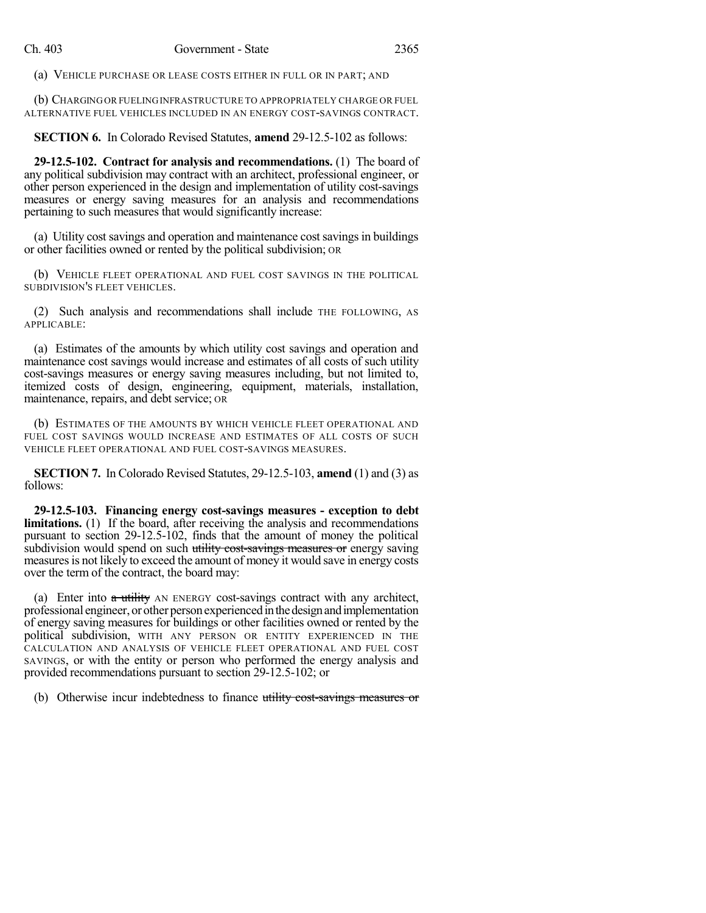(a) VEHICLE PURCHASE OR LEASE COSTS EITHER IN FULL OR IN PART; AND

(b) CHARGING OR FUELING INFRASTRUCTURE TO APPROPRIATELY CHARGE OR FUEL ALTERNATIVE FUEL VEHICLES INCLUDED IN AN ENERGY COST-SAVINGS CONTRACT.

**SECTION 6.** In Colorado Revised Statutes, **amend** 29-12.5-102 as follows:

**29-12.5-102. Contract for analysis and recommendations.** (1) The board of any political subdivision may contract with an architect, professional engineer, or other person experienced in the design and implementation of utility cost-savings measures or energy saving measures for an analysis and recommendations pertaining to such measures that would significantly increase:

(a) Utility cost savings and operation and maintenance cost savings in buildings or other facilities owned or rented by the political subdivision; OR

(b) VEHICLE FLEET OPERATIONAL AND FUEL COST SAVINGS IN THE POLITICAL SUBDIVISION'S FLEET VEHICLES.

(2) Such analysis and recommendations shall include THE FOLLOWING, AS APPLICABLE:

(a) Estimates of the amounts by which utility cost savings and operation and maintenance cost savings would increase and estimates of all costs of such utility cost-savings measures or energy saving measures including, but not limited to, itemized costs of design, engineering, equipment, materials, installation, maintenance, repairs, and debt service; OR

(b) ESTIMATES OF THE AMOUNTS BY WHICH VEHICLE FLEET OPERATIONAL AND FUEL COST SAVINGS WOULD INCREASE AND ESTIMATES OF ALL COSTS OF SUCH VEHICLE FLEET OPERATIONAL AND FUEL COST-SAVINGS MEASURES.

**SECTION 7.** In Colorado Revised Statutes, 29-12.5-103, **amend** (1) and (3) as follows:

**29-12.5-103. Financing energy cost-savings measures - exception to debt limitations.** (1) If the board, after receiving the analysis and recommendations pursuant to section 29-12.5-102, finds that the amount of money the political subdivision would spend on such ~~utility cost-savings measures or~~ energy saving measures is not likely to exceed the amount of money it would save in energy costs over the term of the contract, the board may:

(a) Enter into ~~a utility~~ AN ENERGY cost-savings contract with any architect, professional engineer, or other person experienced in the design and implementation of energy saving measures for buildings or other facilities owned or rented by the political subdivision, WITH ANY PERSON OR ENTITY EXPERIENCED IN THE CALCULATION AND ANALYSIS OF VEHICLE FLEET OPERATIONAL AND FUEL COST SAVINGS, or with the entity or person who performed the energy analysis and provided recommendations pursuant to section 29-12.5-102; or

(b) Otherwise incur indebtedness to finance ~~utility cost-savings measures or~~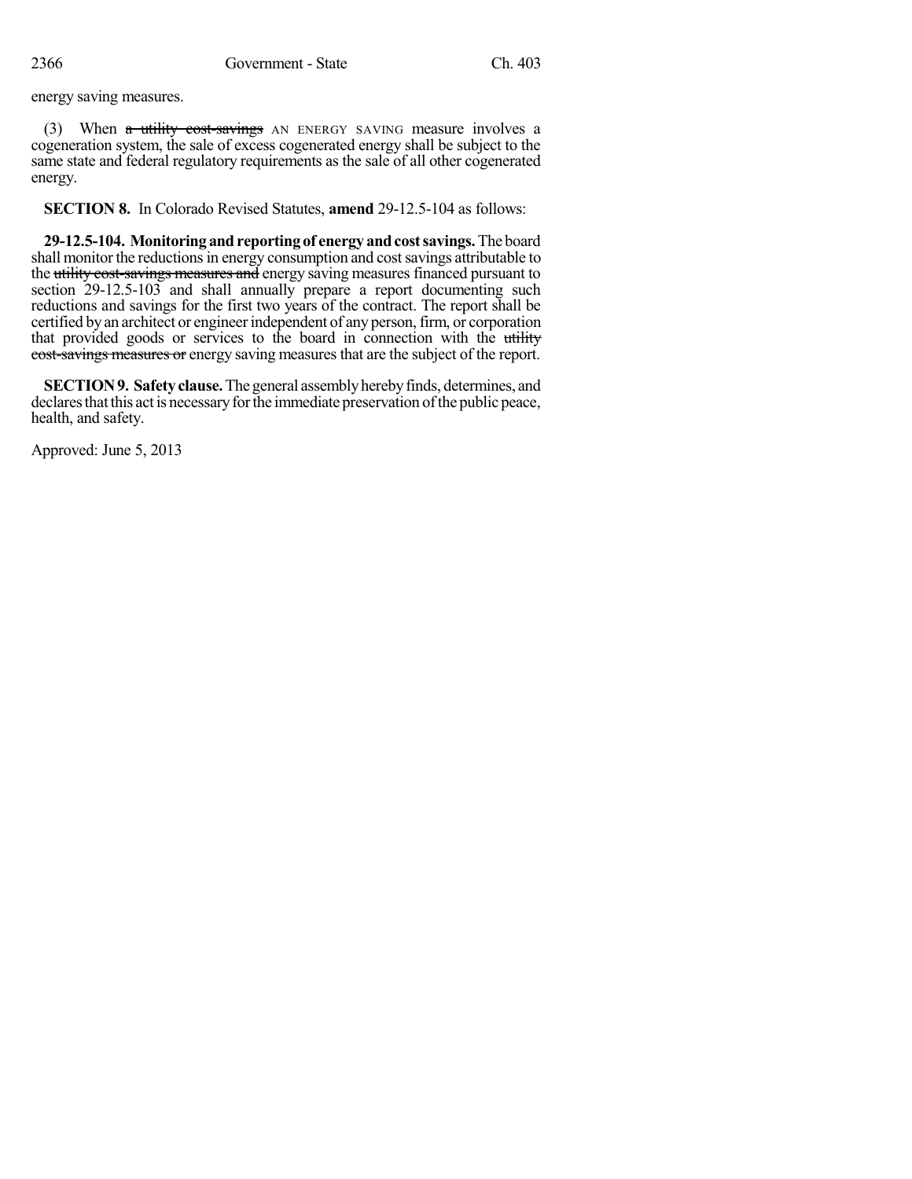energy saving measures.

(3) When ~~a utility cost-savings~~ AN ENERGY SAVING measure involves a cogeneration system, the sale of excess cogenerated energy shall be subject to the same state and federal regulatory requirements as the sale of all other cogenerated energy.

**SECTION 8.** In Colorado Revised Statutes, **amend** 29-12.5-104 as follows:

**29-12.5-104. Monitoring and reporting of energy and cost savings.** The board shall monitor the reductions in energy consumption and cost savings attributable to the ~~utility cost-savings measures and~~ energy saving measures financed pursuant to section 29-12.5-103 and shall annually prepare a report documenting such reductions and savings for the first two years of the contract. The report shall be certified by an architect or engineer independent of any person, firm, or corporation that provided goods or services to the board in connection with the ~~utility cost-savings measures or~~ energy saving measures that are the subject of the report.

**SECTION 9. Safety clause.** The general assembly hereby finds, determines, and declares that this act is necessary for the immediate preservation of the public peace, health, and safety.

Approved: June 5, 2013